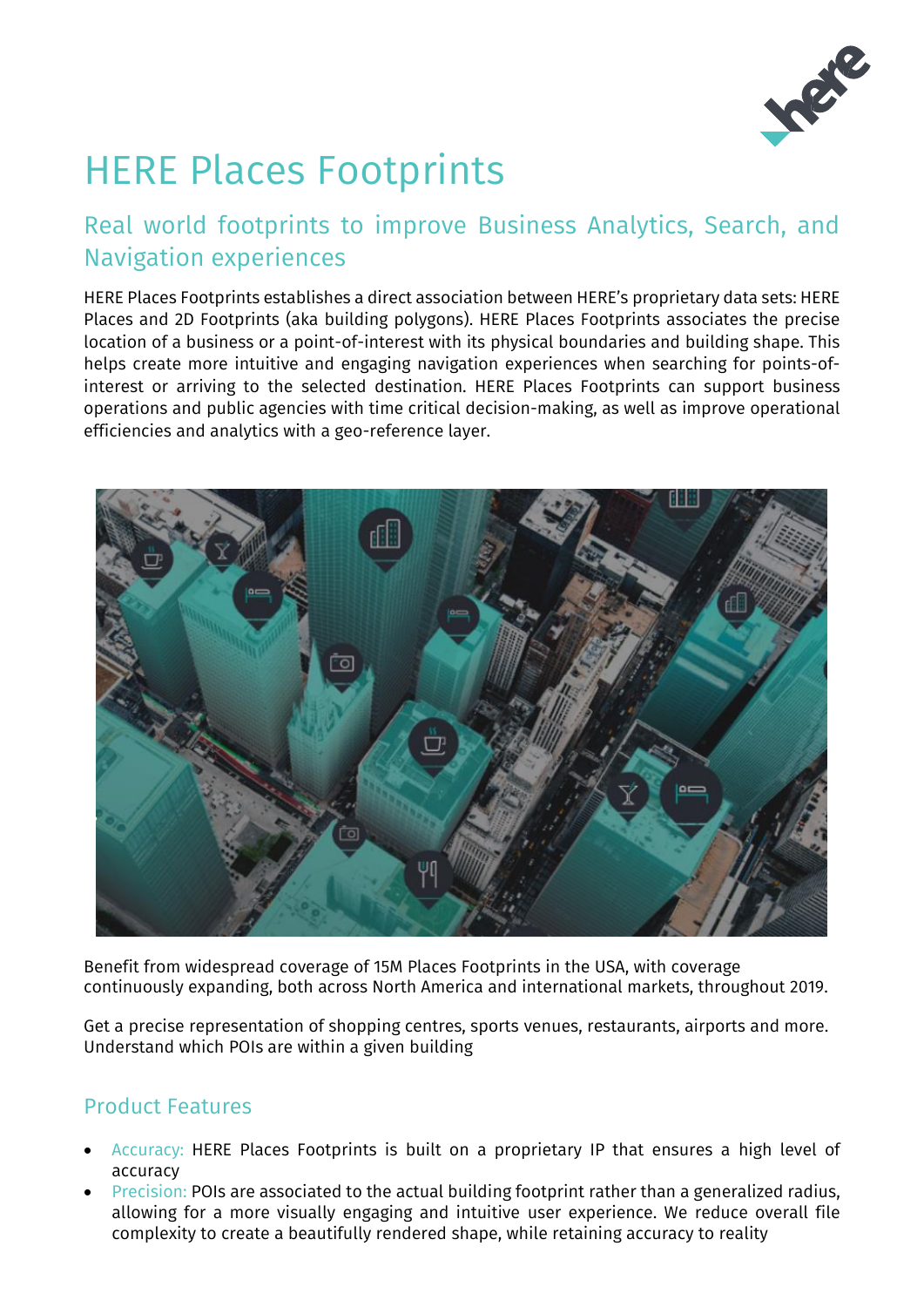# HERE Places Footprints

## Real world footprints to improve Business Analytics, Search, and Navigation experiences

HERE Places Footprints establishes a direct association between HERE's proprietary data sets: HERE Places and 2D Footprints (aka building polygons). HERE Places Footprints associates the precise location of a business or a point-of-interest with its physical boundaries and building shape. This helps create more intuitive and engaging navigation experiences when searching for points-of-interest or arriving to the selected destination. HERE Places Footprints can support business operations and public agencies with time critical decision-making, as well as improve operational efficiencies and analytics with a geo-reference layer.

Benefit from widespread coverage of 15M Places Footprints in the USA, with coverage continuously expanding, both across North America and international markets, throughout 2019.

Get a precise representation of shopping centres, sports venues, restaurants, airports and more. Understand which POIs are within a given building

## Product Features

- Accuracy: HERE Places Footprints is built on a proprietary IP that ensures a high level of accuracy
- Precision: POIs are associated to the actual building footprint rather than a generalized radius, allowing for a more visually engaging and intuitive user experience. We reduce overall file complexity to create a beautifully rendered shape, while retaining accuracy to reality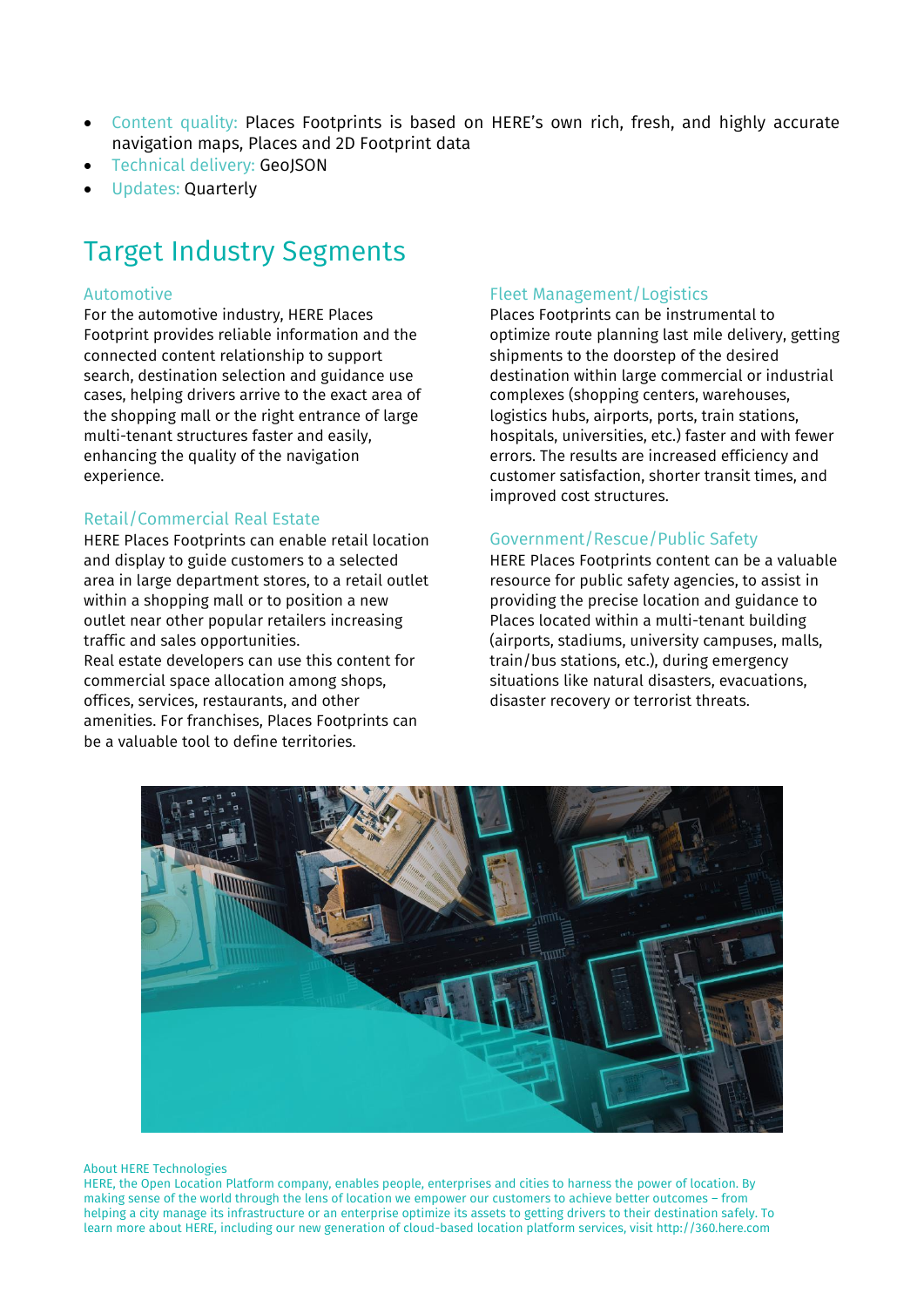- Content quality: Places Footprints is based on HERE's own rich, fresh, and highly accurate navigation maps, Places and 2D Footprint data
- Technical delivery: GeoJSON
- Updates: Quarterly

## Target Industry Segments

### Automotive

For the automotive industry, HERE Places Footprint provides reliable information and the connected content relationship to support search, destination selection and guidance use cases, helping drivers arrive to the exact area of the shopping mall or the right entrance of large multi-tenant structures faster and easily, enhancing the quality of the navigation experience.

### Retail/Commercial Real Estate

HERE Places Footprints can enable retail location and display to guide customers to a selected area in large department stores, to a retail outlet within a shopping mall or to position a new outlet near other popular retailers increasing traffic and sales opportunities.
Real estate developers can use this content for commercial space allocation among shops, offices, services, restaurants, and other amenities. For franchises, Places Footprints can be a valuable tool to define territories.

### Fleet Management/Logistics

Places Footprints can be instrumental to optimize route planning last mile delivery, getting shipments to the doorstep of the desired destination within large commercial or industrial complexes (shopping centers, warehouses, logistics hubs, airports, ports, train stations, hospitals, universities, etc.) faster and with fewer errors. The results are increased efficiency and customer satisfaction, shorter transit times, and improved cost structures.

### Government/Rescue/Public Safety

HERE Places Footprints content can be a valuable resource for public safety agencies, to assist in providing the precise location and guidance to Places located within a multi-tenant building (airports, stadiums, university campuses, malls, train/bus stations, etc.), during emergency situations like natural disasters, evacuations, disaster recovery or terrorist threats.

About HERE Technologies
HERE, the Open Location Platform company, enables people, enterprises and cities to harness the power of location. By making sense of the world through the lens of location we empower our customers to achieve better outcomes – from helping a city manage its infrastructure or an enterprise optimize its assets to getting drivers to their destination safely. To learn more about HERE, including our new generation of cloud-based location platform services, visit http://360.here.com